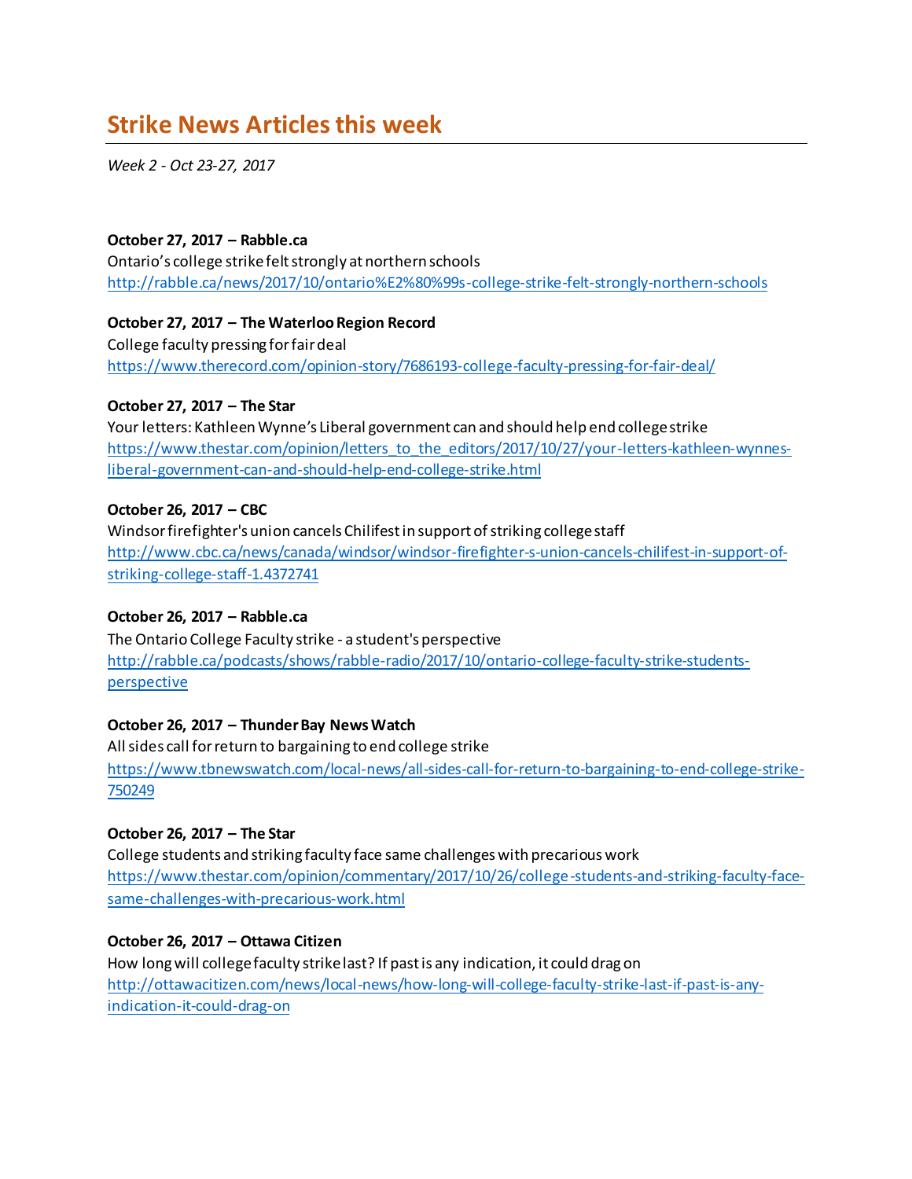# Strike News Articles this week

*Week 2 - Oct 23-27, 2017*

**October 27, 2017 – Rabble.ca**
Ontario's college strike felt strongly at northern schools
http://rabble.ca/news/2017/10/ontario%E2%80%99s-college-strike-felt-strongly-northern-schools

**October 27, 2017 – The Waterloo Region Record**
College faculty pressing for fair deal
https://www.therecord.com/opinion-story/7686193-college-faculty-pressing-for-fair-deal/

**October 27, 2017 – The Star**
Your letters: Kathleen Wynne's Liberal government can and should help end college strike
https://www.thestar.com/opinion/letters_to_the_editors/2017/10/27/your-letters-kathleen-wynnes-liberal-government-can-and-should-help-end-college-strike.html

**October 26, 2017 – CBC**
Windsor firefighter's union cancels Chilifest in support of striking college staff
http://www.cbc.ca/news/canada/windsor/windsor-firefighter-s-union-cancels-chilifest-in-support-of-striking-college-staff-1.4372741

**October 26, 2017 – Rabble.ca**
The Ontario College Faculty strike - a student's perspective
http://rabble.ca/podcasts/shows/rabble-radio/2017/10/ontario-college-faculty-strike-students-perspective

**October 26, 2017 – Thunder Bay News Watch**
All sides call for return to bargaining to end college strike
https://www.tbnewswatch.com/local-news/all-sides-call-for-return-to-bargaining-to-end-college-strike-750249

**October 26, 2017 – The Star**
College students and striking faculty face same challenges with precarious work
https://www.thestar.com/opinion/commentary/2017/10/26/college-students-and-striking-faculty-face-same-challenges-with-precarious-work.html

**October 26, 2017 – Ottawa Citizen**
How long will college faculty strike last? If past is any indication, it could drag on
http://ottawacitizen.com/news/local-news/how-long-will-college-faculty-strike-last-if-past-is-any-indication-it-could-drag-on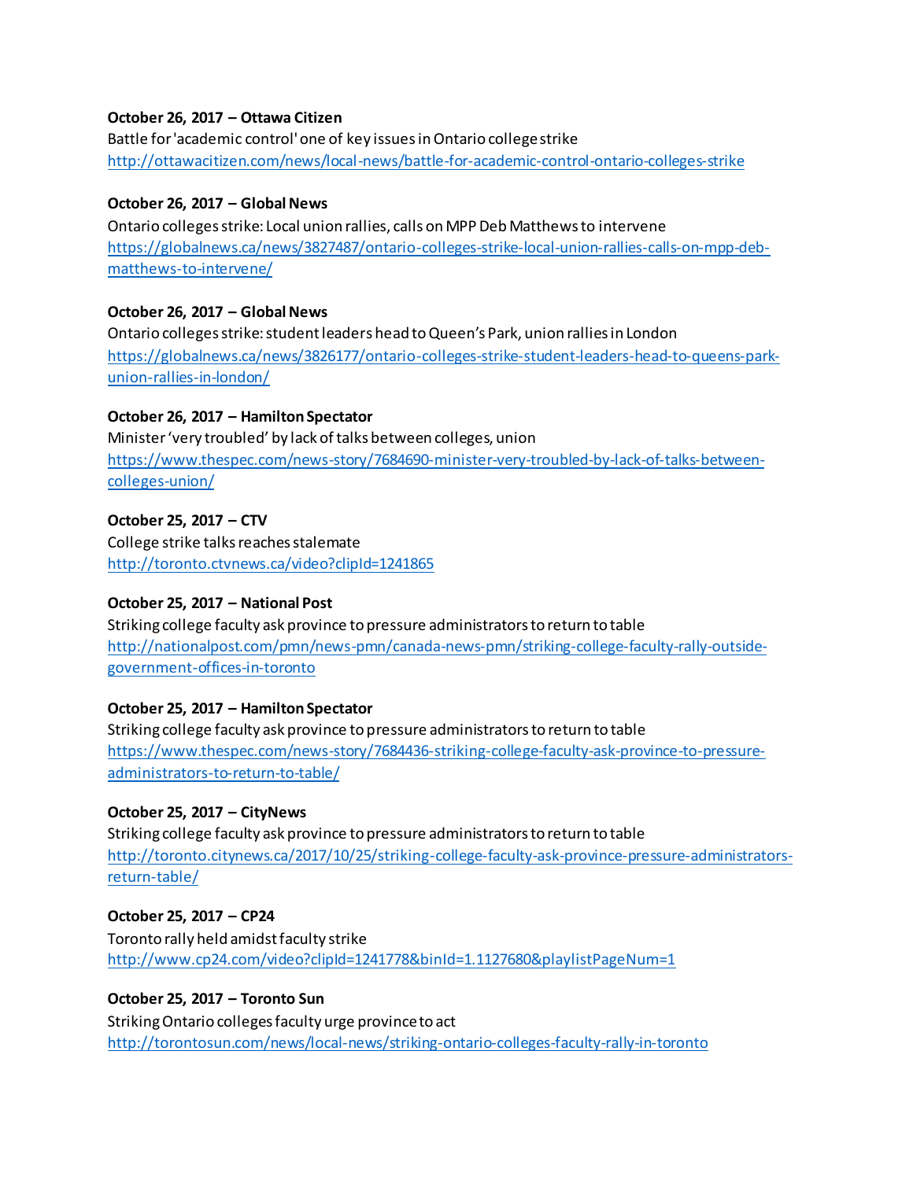**October 26, 2017 – Ottawa Citizen**
Battle for 'academic control' one of key issues in Ontario college strike
http://ottawacitizen.com/news/local-news/battle-for-academic-control-ontario-colleges-strike

**October 26, 2017 – Global News**
Ontario colleges strike: Local union rallies, calls on MPP Deb Matthews to intervene
https://globalnews.ca/news/3827487/ontario-colleges-strike-local-union-rallies-calls-on-mpp-deb-matthews-to-intervene/

**October 26, 2017 – Global News**
Ontario colleges strike: student leaders head to Queen's Park, union rallies in London
https://globalnews.ca/news/3826177/ontario-colleges-strike-student-leaders-head-to-queens-park-union-rallies-in-london/

**October 26, 2017 – Hamilton Spectator**
Minister 'very troubled' by lack of talks between colleges, union
https://www.thespec.com/news-story/7684690-minister-very-troubled-by-lack-of-talks-between-colleges-union/

**October 25, 2017 – CTV**
College strike talks reaches stalemate
http://toronto.ctvnews.ca/video?clipId=1241865

**October 25, 2017 – National Post**
Striking college faculty ask province to pressure administrators to return to table
http://nationalpost.com/pmn/news-pmn/canada-news-pmn/striking-college-faculty-rally-outside-government-offices-in-toronto

**October 25, 2017 – Hamilton Spectator**
Striking college faculty ask province to pressure administrators to return to table
https://www.thespec.com/news-story/7684436-striking-college-faculty-ask-province-to-pressure-administrators-to-return-to-table/

**October 25, 2017 – CityNews**
Striking college faculty ask province to pressure administrators to return to table
http://toronto.citynews.ca/2017/10/25/striking-college-faculty-ask-province-pressure-administrators-return-table/

**October 25, 2017 – CP24**
Toronto rally held amidst faculty strike
http://www.cp24.com/video?clipId=1241778&binId=1.1127680&playlistPageNum=1

**October 25, 2017 – Toronto Sun**
Striking Ontario colleges faculty urge province to act
http://torontosun.com/news/local-news/striking-ontario-colleges-faculty-rally-in-toronto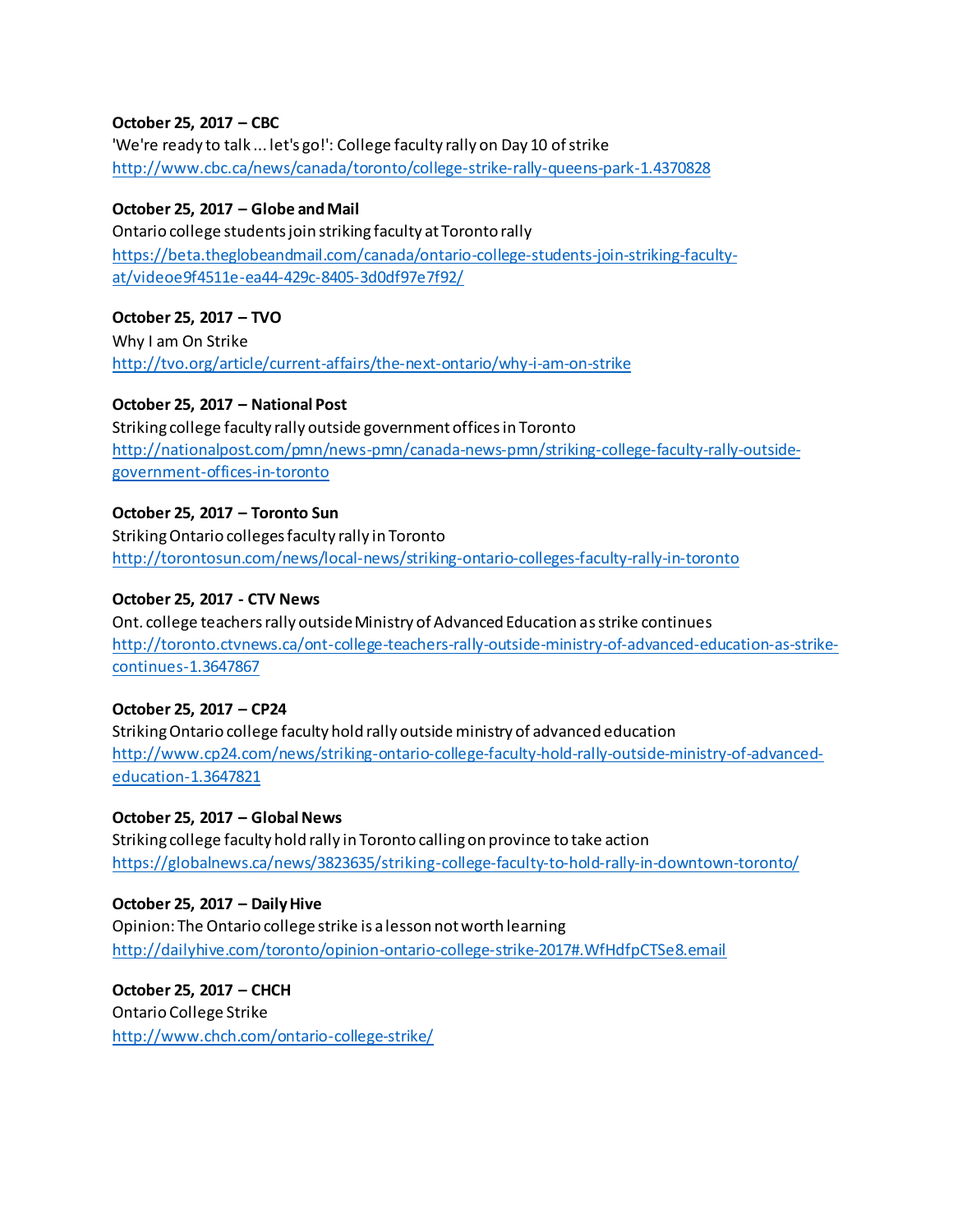**October 25, 2017 – CBC**
'We're ready to talk ... let's go!': College faculty rally on Day 10 of strike
http://www.cbc.ca/news/canada/toronto/college-strike-rally-queens-park-1.4370828

**October 25, 2017 – Globe and Mail**
Ontario college students join striking faculty at Toronto rally
https://beta.theglobeandmail.com/canada/ontario-college-students-join-striking-faculty-at/videoe9f4511e-ea44-429c-8405-3d0df97e7f92/

**October 25, 2017 – TVO**
Why I am On Strike
http://tvo.org/article/current-affairs/the-next-ontario/why-i-am-on-strike

**October 25, 2017 – National Post**
Striking college faculty rally outside government offices in Toronto
http://nationalpost.com/pmn/news-pmn/canada-news-pmn/striking-college-faculty-rally-outside-government-offices-in-toronto

**October 25, 2017 – Toronto Sun**
Striking Ontario colleges faculty rally in Toronto
http://torontosun.com/news/local-news/striking-ontario-colleges-faculty-rally-in-toronto

**October 25, 2017 - CTV News**
Ont. college teachers rally outside Ministry of Advanced Education as strike continues
http://toronto.ctvnews.ca/ont-college-teachers-rally-outside-ministry-of-advanced-education-as-strike-continues-1.3647867

**October 25, 2017 – CP24**
Striking Ontario college faculty hold rally outside ministry of advanced education
http://www.cp24.com/news/striking-ontario-college-faculty-hold-rally-outside-ministry-of-advanced-education-1.3647821

**October 25, 2017 – Global News**
Striking college faculty hold rally in Toronto calling on province to take action
https://globalnews.ca/news/3823635/striking-college-faculty-to-hold-rally-in-downtown-toronto/

**October 25, 2017 – Daily Hive**
Opinion: The Ontario college strike is a lesson not worth learning
http://dailyhive.com/toronto/opinion-ontario-college-strike-2017#.WfHdfpCTSe8.email

**October 25, 2017 – CHCH**
Ontario College Strike
http://www.chch.com/ontario-college-strike/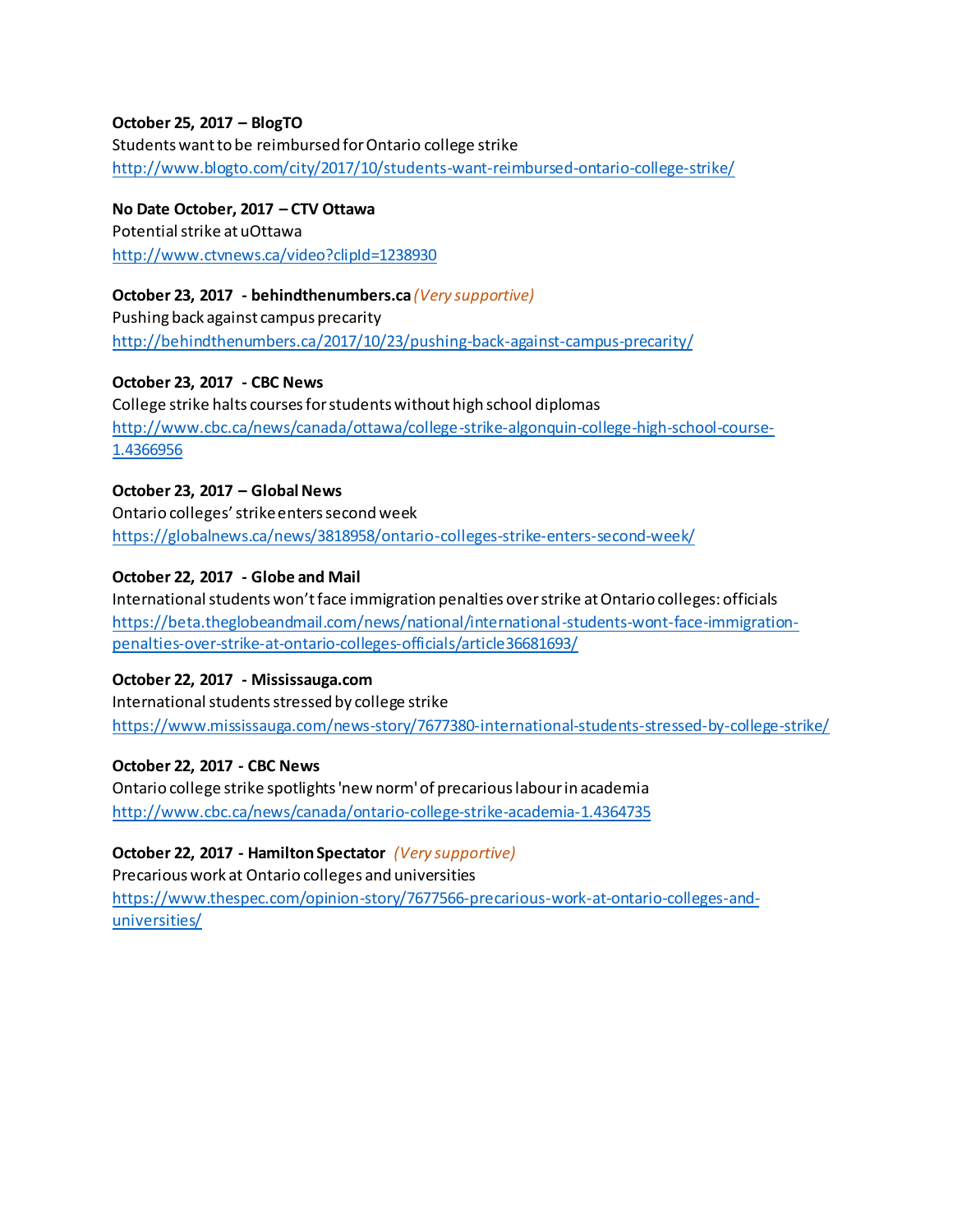**October 25, 2017 – BlogTO**
Students want to be reimbursed for Ontario college strike
http://www.blogto.com/city/2017/10/students-want-reimbursed-ontario-college-strike/

**No Date October, 2017 – CTV Ottawa**
Potential strike at uOttawa
http://www.ctvnews.ca/video?clipId=1238930

**October 23, 2017 - behindthenumbers.ca** *(Very supportive)*
Pushing back against campus precarity
http://behindthenumbers.ca/2017/10/23/pushing-back-against-campus-precarity/

**October 23, 2017 - CBC News**
College strike halts courses for students without high school diplomas
http://www.cbc.ca/news/canada/ottawa/college-strike-algonquin-college-high-school-course-1.4366956

**October 23, 2017 – Global News**
Ontario colleges' strike enters second week
https://globalnews.ca/news/3818958/ontario-colleges-strike-enters-second-week/

**October 22, 2017 - Globe and Mail**
International students won't face immigration penalties over strike at Ontario colleges: officials
https://beta.theglobeandmail.com/news/national/international-students-wont-face-immigration-penalties-over-strike-at-ontario-colleges-officials/article36681693/

**October 22, 2017 - Mississauga.com**
International students stressed by college strike
https://www.mississauga.com/news-story/7677380-international-students-stressed-by-college-strike/

**October 22, 2017 - CBC News**
Ontario college strike spotlights 'new norm' of precarious labour in academia
http://www.cbc.ca/news/canada/ontario-college-strike-academia-1.4364735

**October 22, 2017 - Hamilton Spectator** *(Very supportive)*
Precarious work at Ontario colleges and universities
https://www.thespec.com/opinion-story/7677566-precarious-work-at-ontario-colleges-and-universities/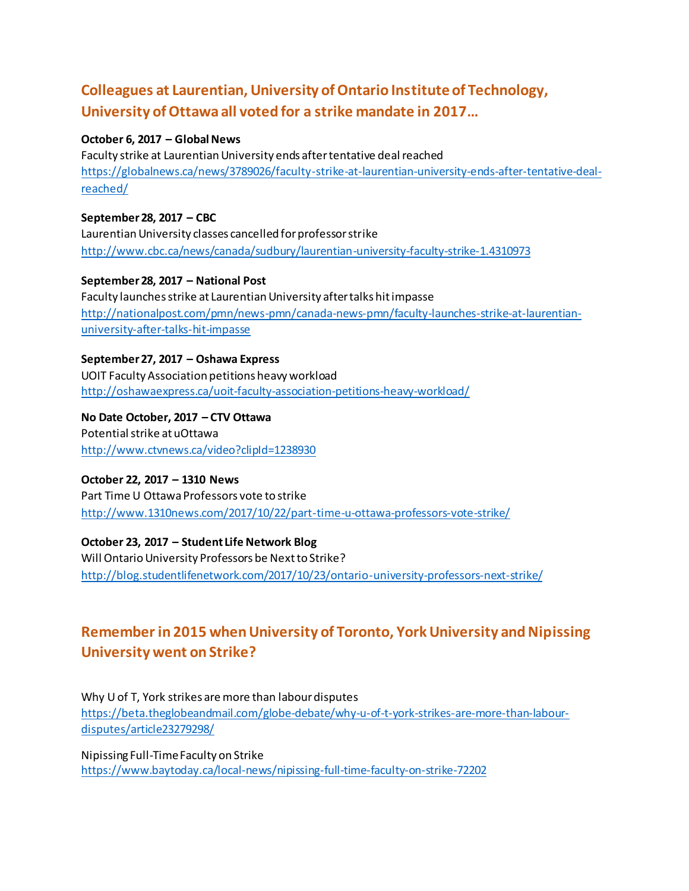## Colleagues at Laurentian, University of Ontario Institute of Technology, University of Ottawa all voted for a strike mandate in 2017...

**October 6, 2017 – Global News**
Faculty strike at Laurentian University ends after tentative deal reached
https://globalnews.ca/news/3789026/faculty-strike-at-laurentian-university-ends-after-tentative-deal-reached/

**September 28, 2017 – CBC**
Laurentian University classes cancelled for professor strike
http://www.cbc.ca/news/canada/sudbury/laurentian-university-faculty-strike-1.4310973

**September 28, 2017 – National Post**
Faculty launches strike at Laurentian University after talks hit impasse
http://nationalpost.com/pmn/news-pmn/canada-news-pmn/faculty-launches-strike-at-laurentian-university-after-talks-hit-impasse

**September 27, 2017 – Oshawa Express**
UOIT Faculty Association petitions heavy workload
http://oshawaexpress.ca/uoit-faculty-association-petitions-heavy-workload/

**No Date October, 2017 – CTV Ottawa**
Potential strike at uOttawa
http://www.ctvnews.ca/video?clipId=1238930

**October 22, 2017 – 1310 News**
Part Time U Ottawa Professors vote to strike
http://www.1310news.com/2017/10/22/part-time-u-ottawa-professors-vote-strike/

**October 23, 2017 – Student Life Network Blog**
Will Ontario University Professors be Next to Strike?
http://blog.studentlifenetwork.com/2017/10/23/ontario-university-professors-next-strike/

## Remember in 2015 when University of Toronto, York University and Nipissing University went on Strike?

Why U of T, York strikes are more than labour disputes
https://beta.theglobeandmail.com/globe-debate/why-u-of-t-york-strikes-are-more-than-labour-disputes/article23279298/

Nipissing Full-Time Faculty on Strike
https://www.baytoday.ca/local-news/nipissing-full-time-faculty-on-strike-72202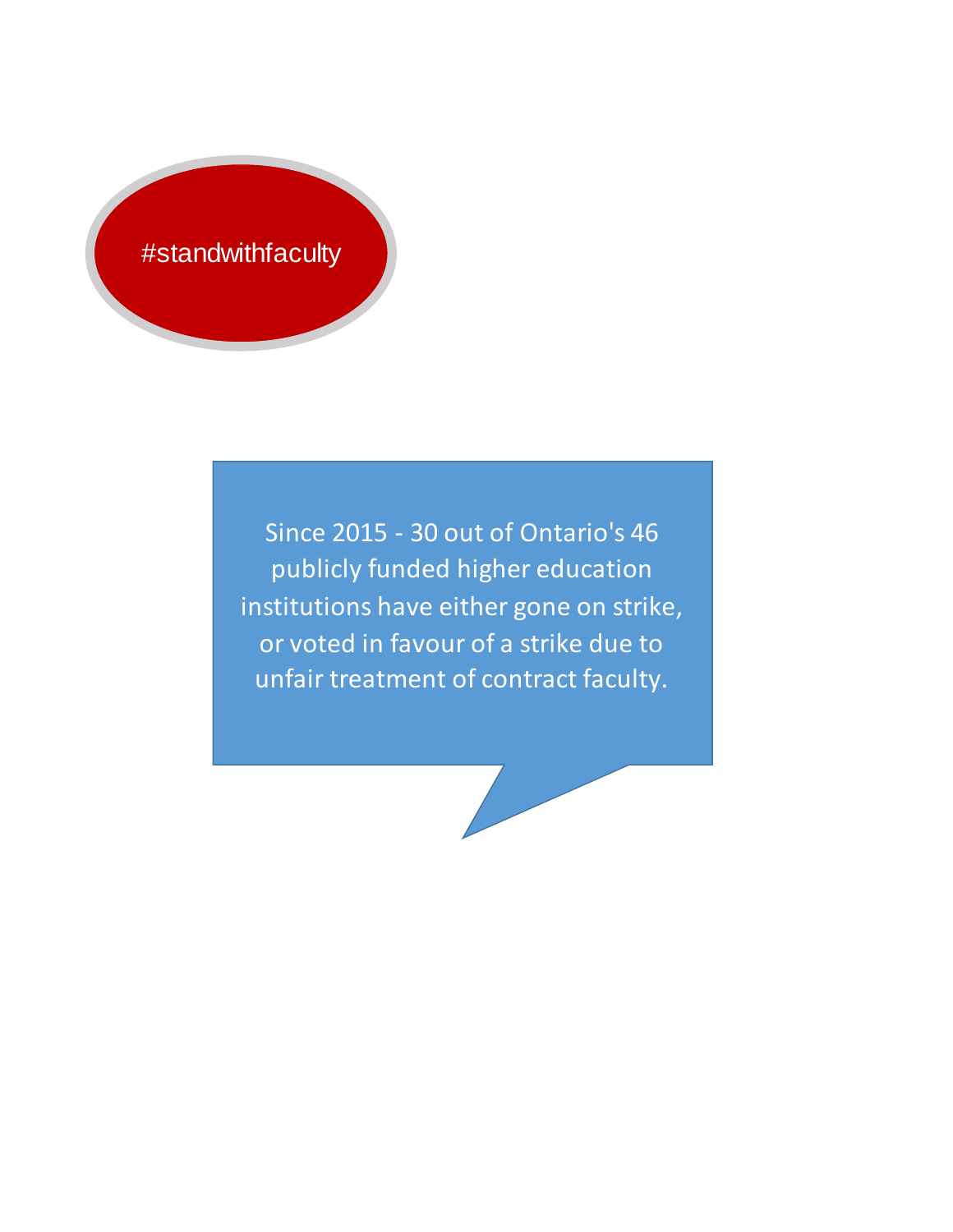#standwithfaculty

Since 2015 - 30 out of Ontario's 46 publicly funded higher education institutions have either gone on strike, or voted in favour of a strike due to unfair treatment of contract faculty.